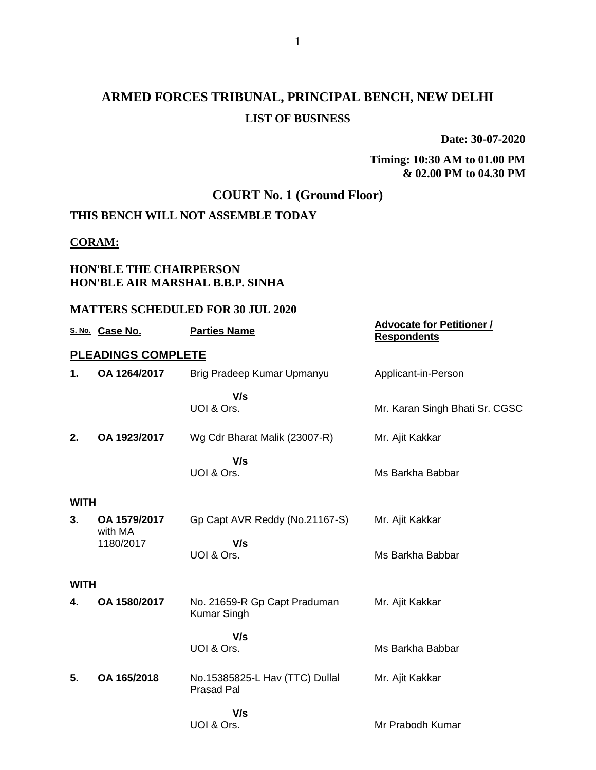# ARMED FORCES TRIBUNAL, PRINCIPAL BENCH, NEW DELHI

## LIST OF BUSINESS

**Date: 30-07-2020**

**Timing: 10:30 AM to 01.00 PM & 02.00 PM to 04.30 PM**

## COURT No. 1 (Ground Floor)

**THIS BENCH WILL NOT ASSEMBLE TODAY**

**CORAM:**

**HON'BLE THE CHAIRPERSON**
**HON'BLE AIR MARSHAL B.B.P. SINHA**

**MATTERS SCHEDULED FOR 30 JUL 2020**

| S. No. | Case No. | Parties Name | Advocate for Petitioner / Respondents |
|---|---|---|---|
| **PLEADINGS COMPLETE** | | | |
| **1.** | **OA 1264/2017** | Brig Pradeep Kumar Upmanyu | Applicant-in-Person |
| | | **V/s** UOI & Ors. | Mr. Karan Singh Bhati Sr. CGSC |
| **2.** | **OA 1923/2017** | Wg Cdr Bharat Malik (23007-R) | Mr. Ajit Kakkar |
| | | **V/s** UOI & Ors. | Ms Barkha Babbar |
| **WITH** | | | |
| **3.** | **OA 1579/2017** with MA 1180/2017 | Gp Capt AVR Reddy (No.21167-S) | Mr. Ajit Kakkar |
| | | **V/s** UOI & Ors. | Ms Barkha Babbar |
| **WITH** | | | |
| **4.** | **OA 1580/2017** | No. 21659-R Gp Capt Praduman Kumar Singh | Mr. Ajit Kakkar |
| | | **V/s** UOI & Ors. | Ms Barkha Babbar |
| **5.** | **OA 165/2018** | No.15385825-L Hav (TTC) Dullal Prasad Pal | Mr. Ajit Kakkar |
| | | **V/s** UOI & Ors. | Mr Prabodh Kumar |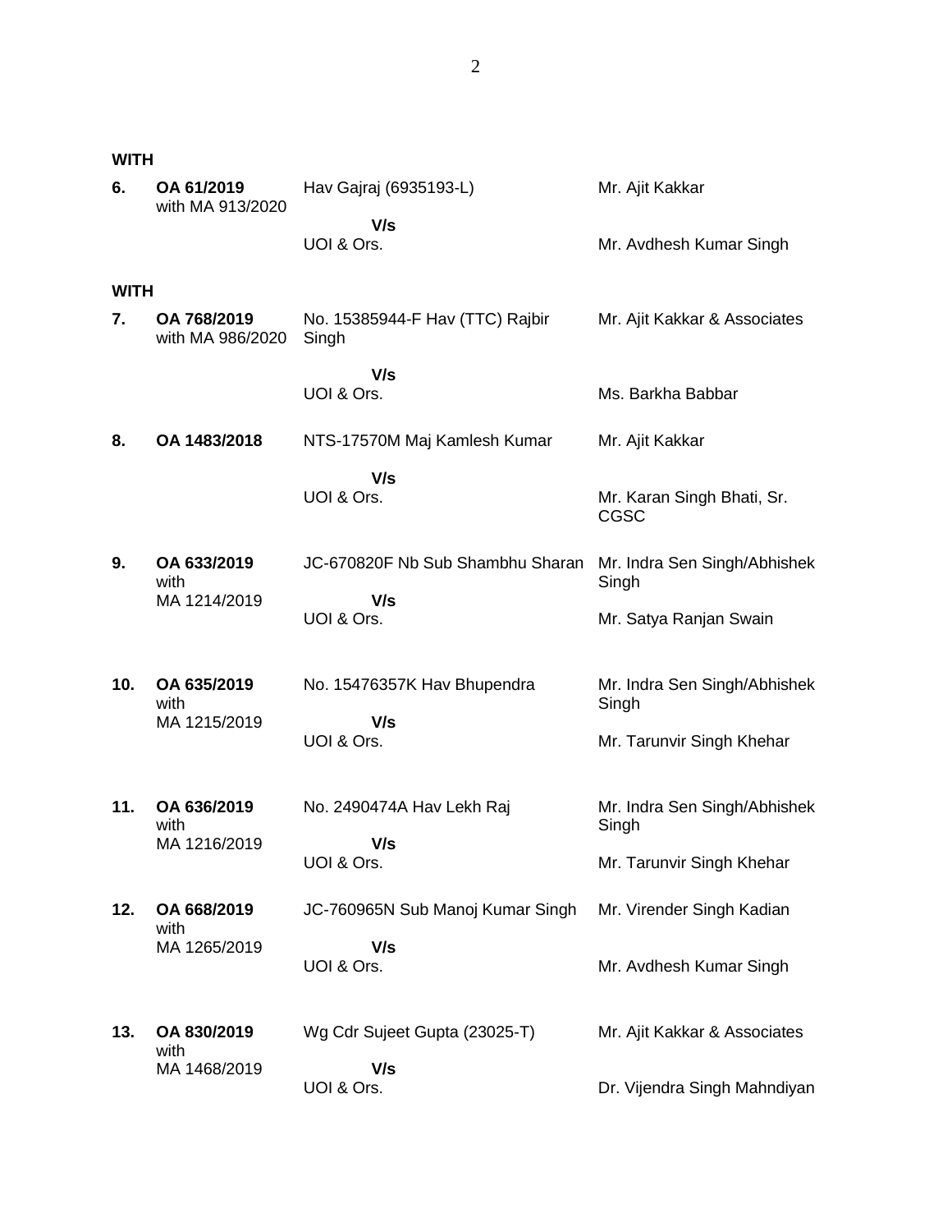**WITH**

| | | | |
|---|---|---|---|
| **6.** | **OA 61/2019** with MA 913/2020 | Hav Gajraj (6935193-L) **V/s** UOI & Ors. | Mr. Ajit Kakkar<br><br>Mr. Avdhesh Kumar Singh |

**WITH**

| | | | |
|---|---|---|---|
| **7.** | **OA 768/2019** with MA 986/2020 | No. 15385944-F Hav (TTC) Rajbir Singh **V/s** UOI & Ors. | Mr. Ajit Kakkar & Associates<br><br>Ms. Barkha Babbar |
| **8.** | **OA 1483/2018** | NTS-17570M Maj Kamlesh Kumar **V/s** UOI & Ors. | Mr. Ajit Kakkar<br><br>Mr. Karan Singh Bhati, Sr. CGSC |
| **9.** | **OA 633/2019** with MA 1214/2019 | JC-670820F Nb Sub Shambhu Sharan **V/s** UOI & Ors. | Mr. Indra Sen Singh/Abhishek Singh<br><br>Mr. Satya Ranjan Swain |
| **10.** | **OA 635/2019** with MA 1215/2019 | No. 15476357K Hav Bhupendra **V/s** UOI & Ors. | Mr. Indra Sen Singh/Abhishek Singh<br><br>Mr. Tarunvir Singh Khehar |
| **11.** | **OA 636/2019** with MA 1216/2019 | No. 2490474A Hav Lekh Raj **V/s** UOI & Ors. | Mr. Indra Sen Singh/Abhishek Singh<br><br>Mr. Tarunvir Singh Khehar |
| **12.** | **OA 668/2019** with MA 1265/2019 | JC-760965N Sub Manoj Kumar Singh **V/s** UOI & Ors. | Mr. Virender Singh Kadian<br><br>Mr. Avdhesh Kumar Singh |
| **13.** | **OA 830/2019** with MA 1468/2019 | Wg Cdr Sujeet Gupta (23025-T) **V/s** UOI & Ors. | Mr. Ajit Kakkar & Associates<br><br>Dr. Vijendra Singh Mahndiyan |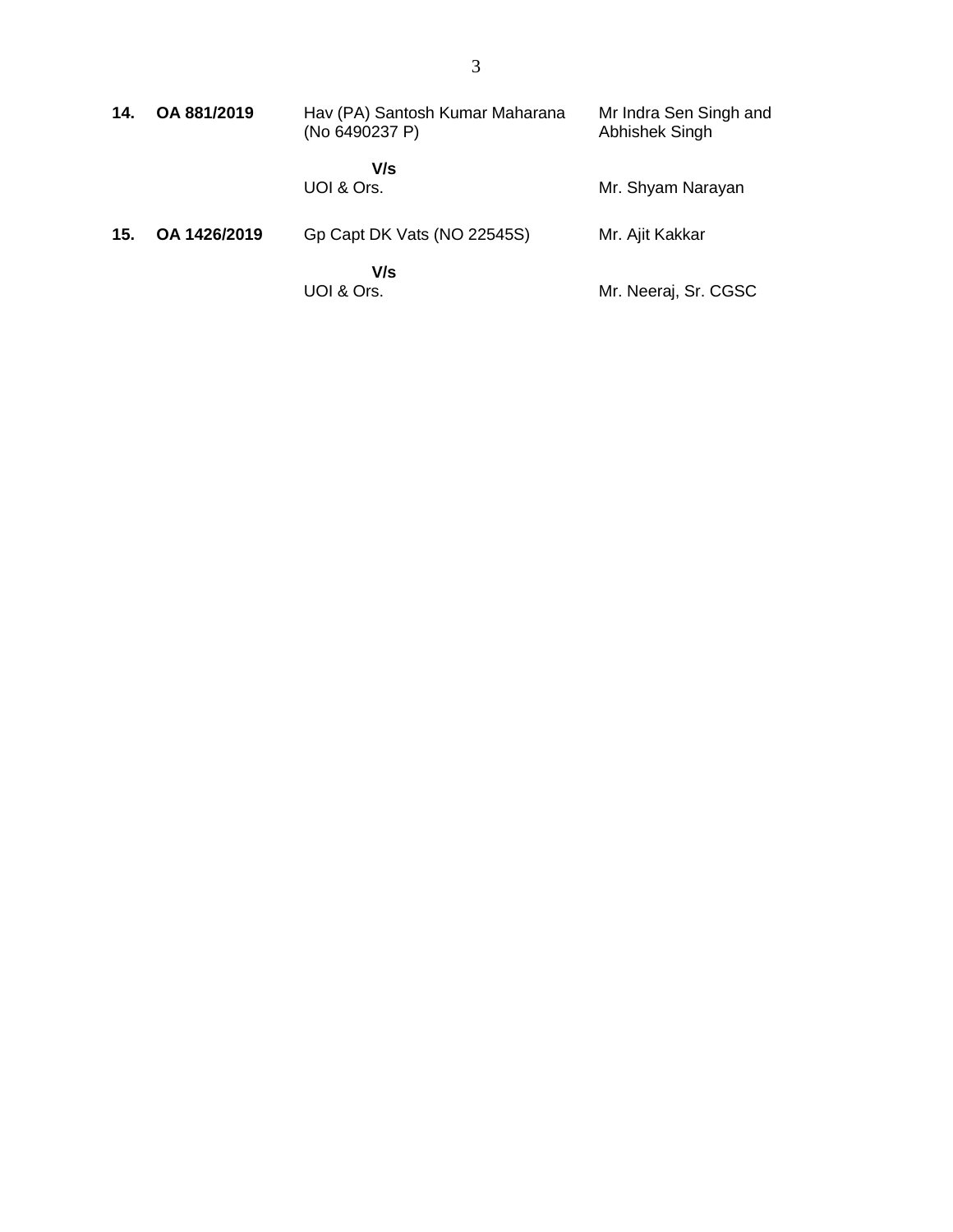| | | | |
|---|---|---|---|
| **14.** | **OA 881/2019** | Hav (PA) Santosh Kumar Maharana (No 6490237 P) | Mr Indra Sen Singh and Abhishek Singh |
| | | **V/s** | |
| | | UOI & Ors. | Mr. Shyam Narayan |
| **15.** | **OA 1426/2019** | Gp Capt DK Vats (NO 22545S) | Mr. Ajit Kakkar |
| | | **V/s** | |
| | | UOI & Ors. | Mr. Neeraj, Sr. CGSC |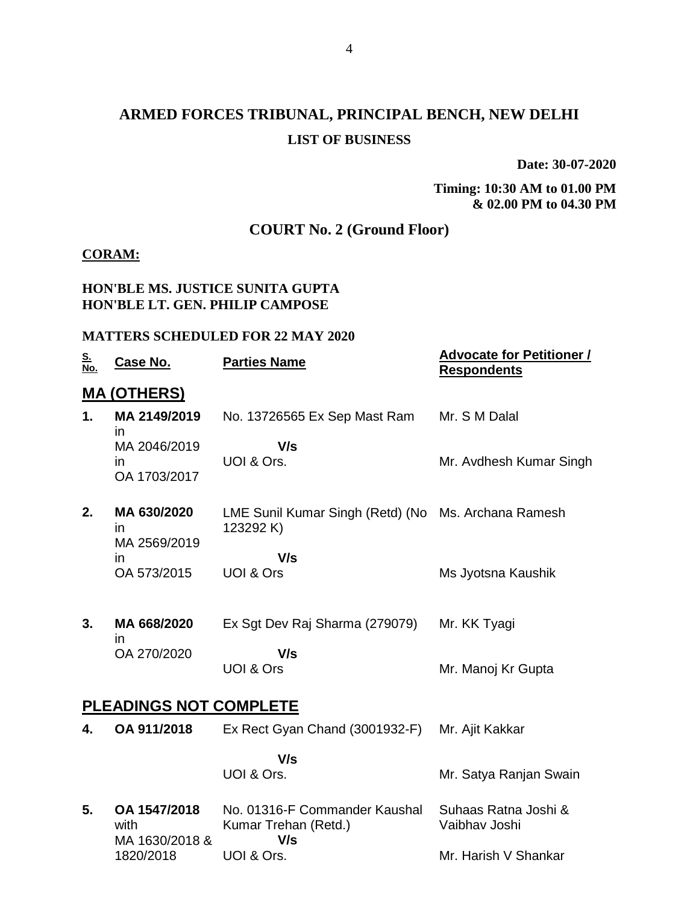# ARMED FORCES TRIBUNAL, PRINCIPAL BENCH, NEW DELHI

## LIST OF BUSINESS

**Date: 30-07-2020**

**Timing: 10:30 AM to 01.00 PM & 02.00 PM to 04.30 PM**

## COURT No. 2 (Ground Floor)

**CORAM:**

**HON'BLE MS. JUSTICE SUNITA GUPTA**
**HON'BLE LT. GEN. PHILIP CAMPOSE**

**MATTERS SCHEDULED FOR 22 MAY 2020**

| S. No. | Case No. | Parties Name | Advocate for Petitioner / Respondents |
|---|---|---|---|
| **MA (OTHERS)** | | | |
| **1.** | **MA 2149/2019** in MA 2046/2019 in OA 1703/2017 | No. 13726565 Ex Sep Mast Ram **V/s** UOI & Ors. | Mr. S M Dalal<br>Mr. Avdhesh Kumar Singh |
| **2.** | **MA 630/2020** in MA 2569/2019 in OA 573/2015 | LME Sunil Kumar Singh (Retd) (No 123292 K) **V/s** UOI & Ors | Ms. Archana Ramesh<br>Ms Jyotsna Kaushik |
| **3.** | **MA 668/2020** in OA 270/2020 | Ex Sgt Dev Raj Sharma (279079) **V/s** UOI & Ors | Mr. KK Tyagi<br>Mr. Manoj Kr Gupta |
| **PLEADINGS NOT COMPLETE** | | | |
| **4.** | **OA 911/2018** | Ex Rect Gyan Chand (3001932-F) **V/s** UOI & Ors. | Mr. Ajit Kakkar<br>Mr. Satya Ranjan Swain |
| **5.** | **OA 1547/2018** with MA 1630/2018 & 1820/2018 | No. 01316-F Commander Kaushal Kumar Trehan (Retd.) **V/s** UOI & Ors. | Suhaas Ratna Joshi & Vaibhav Joshi<br>Mr. Harish V Shankar |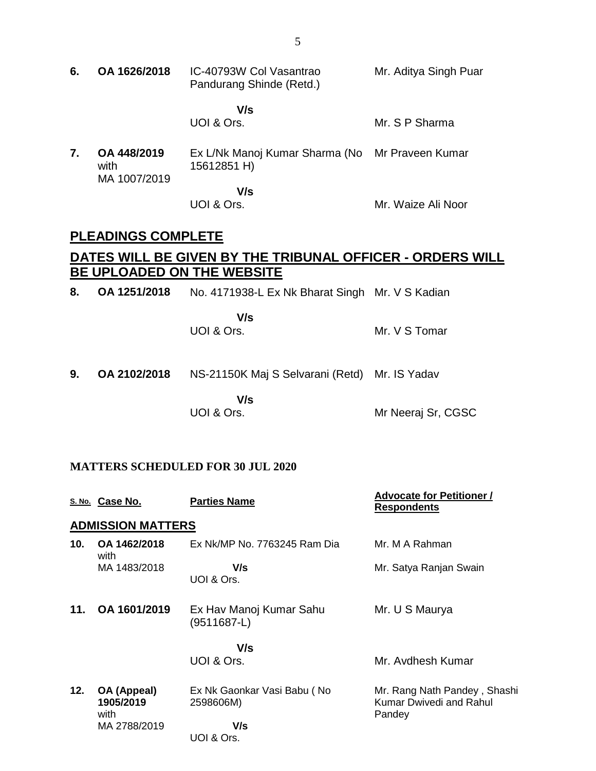| | | | |
|---|---|---|---|
| **6.** | **OA 1626/2018** | IC-40793W Col Vasantrao Pandurang Shinde (Retd.) | Mr. Aditya Singh Puar |
| | | **V/s** | |
| | | UOI & Ors. | Mr. S P Sharma |
| **7.** | **OA 448/2019** with MA 1007/2019 | Ex L/Nk Manoj Kumar Sharma (No 15612851 H) | Mr Praveen Kumar |
| | | **V/s** | |
| | | UOI & Ors. | Mr. Waize Ali Noor |

## PLEADINGS COMPLETE

## DATES WILL BE GIVEN BY THE TRIBUNAL OFFICER - ORDERS WILL BE UPLOADED ON THE WEBSITE

| | | | |
|---|---|---|---|
| **8.** | **OA 1251/2018** | No. 4171938-L Ex Nk Bharat Singh | Mr. V S Kadian |
| | | **V/s** | |
| | | UOI & Ors. | Mr. V S Tomar |
| **9.** | **OA 2102/2018** | NS-21150K Maj S Selvarani (Retd) | Mr. IS Yadav |
| | | **V/s** | |
| | | UOI & Ors. | Mr Neeraj Sr, CGSC |

**MATTERS SCHEDULED FOR 30 JUL 2020**

| S. No. | Case No. | Parties Name | Advocate for Petitioner / Respondents |
|---|---|---|---|
| | **ADMISSION MATTERS** | | |
| **10.** | **OA 1462/2018** with MA 1483/2018 | Ex Nk/MP No. 7763245 Ram Dia | Mr. M A Rahman |
| | | **V/s** UOI & Ors. | Mr. Satya Ranjan Swain |
| **11.** | **OA 1601/2019** | Ex Hav Manoj Kumar Sahu (9511687-L) | Mr. U S Maurya |
| | | **V/s** | |
| | | UOI & Ors. | Mr. Avdhesh Kumar |
| **12.** | **OA (Appeal) 1905/2019** with MA 2788/2019 | Ex Nk Gaonkar Vasi Babu ( No 2598606M) | Mr. Rang Nath Pandey , Shashi Kumar Dwivedi and Rahul Pandey |
| | | **V/s** UOI & Ors. | |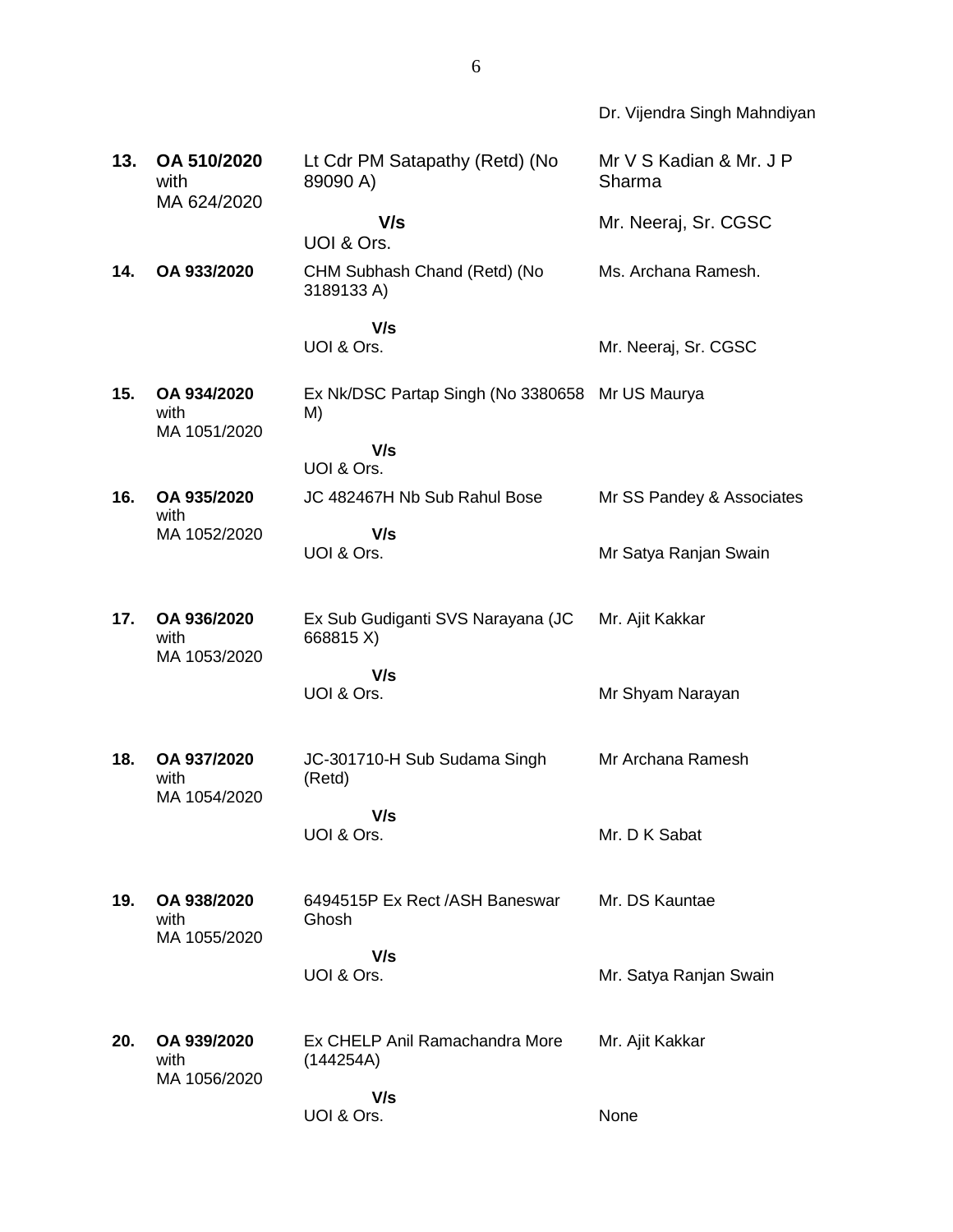Dr. Vijendra Singh Mahndiyan

| | | | |
|---|---|---|---|
| **13.** | **OA 510/2020** with MA 624/2020 | Lt Cdr PM Satapathy (Retd) (No 89090 A) | Mr V S Kadian & Mr. J P Sharma |
| | | **V/s** UOI & Ors. | Mr. Neeraj, Sr. CGSC |
| **14.** | **OA 933/2020** | CHM Subhash Chand (Retd) (No 3189133 A) | Ms. Archana Ramesh. |
| | | **V/s** UOI & Ors. | Mr. Neeraj, Sr. CGSC |
| **15.** | **OA 934/2020** with MA 1051/2020 | Ex Nk/DSC Partap Singh (No 3380658 M) | Mr US Maurya |
| | | **V/s** UOI & Ors. | |
| **16.** | **OA 935/2020** with MA 1052/2020 | JC 482467H Nb Sub Rahul Bose | Mr SS Pandey & Associates |
| | | **V/s** UOI & Ors. | Mr Satya Ranjan Swain |
| **17.** | **OA 936/2020** with MA 1053/2020 | Ex Sub Gudiganti SVS Narayana (JC 668815 X) | Mr. Ajit Kakkar |
| | | **V/s** UOI & Ors. | Mr Shyam Narayan |
| **18.** | **OA 937/2020** with MA 1054/2020 | JC-301710-H Sub Sudama Singh (Retd) | Mr Archana Ramesh |
| | | **V/s** UOI & Ors. | Mr. D K Sabat |
| **19.** | **OA 938/2020** with MA 1055/2020 | 6494515P Ex Rect /ASH Baneswar Ghosh | Mr. DS Kauntae |
| | | **V/s** UOI & Ors. | Mr. Satya Ranjan Swain |
| **20.** | **OA 939/2020** with MA 1056/2020 | Ex CHELP Anil Ramachandra More (144254A) | Mr. Ajit Kakkar |
| | | **V/s** UOI & Ors. | None |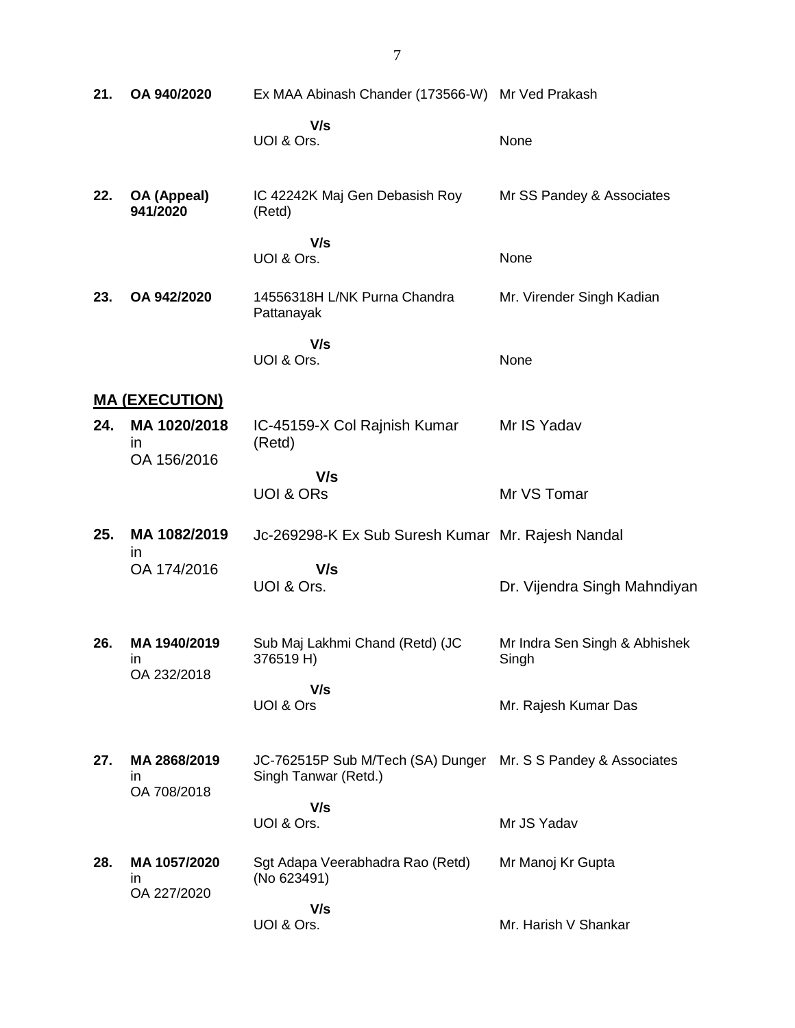| | | | |
|---|---|---|---|
| **21.** | **OA 940/2020** | Ex MAA Abinash Chander (173566-W) | Mr Ved Prakash |
| | | **V/s** | |
| | | UOI & Ors. | None |
| **22.** | **OA (Appeal) 941/2020** | IC 42242K Maj Gen Debasish Roy (Retd) | Mr SS Pandey & Associates |
| | | **V/s** | |
| | | UOI & Ors. | None |
| **23.** | **OA 942/2020** | 14556318H L/NK Purna Chandra Pattanayak | Mr. Virender Singh Kadian |
| | | **V/s** | |
| | | UOI & Ors. | None |

## **<u>MA (EXECUTION)</u>**

| | | | |
|---|---|---|---|
| **24.** | **MA 1020/2018** in OA 156/2016 | IC-45159-X Col Rajnish Kumar (Retd) | Mr IS Yadav |
| | | **V/s** | |
| | | UOI & ORs | Mr VS Tomar |
| **25.** | **MA 1082/2019** in OA 174/2016 | Jc-269298-K Ex Sub Suresh Kumar | Mr. Rajesh Nandal |
| | | **V/s** | |
| | | UOI & Ors. | Dr. Vijendra Singh Mahndiyan |
| **26.** | **MA 1940/2019** in OA 232/2018 | Sub Maj Lakhmi Chand (Retd) (JC 376519 H) | Mr Indra Sen Singh & Abhishek Singh |
| | | **V/s** | |
| | | UOI & Ors | Mr. Rajesh Kumar Das |
| **27.** | **MA 2868/2019** in OA 708/2018 | JC-762515P Sub M/Tech (SA) Dunger Singh Tanwar (Retd.) | Mr. S S Pandey & Associates |
| | | **V/s** | |
| | | UOI & Ors. | Mr JS Yadav |
| **28.** | **MA 1057/2020** in OA 227/2020 | Sgt Adapa Veerabhadra Rao (Retd) (No 623491) | Mr Manoj Kr Gupta |
| | | **V/s** | |
| | | UOI & Ors. | Mr. Harish V Shankar |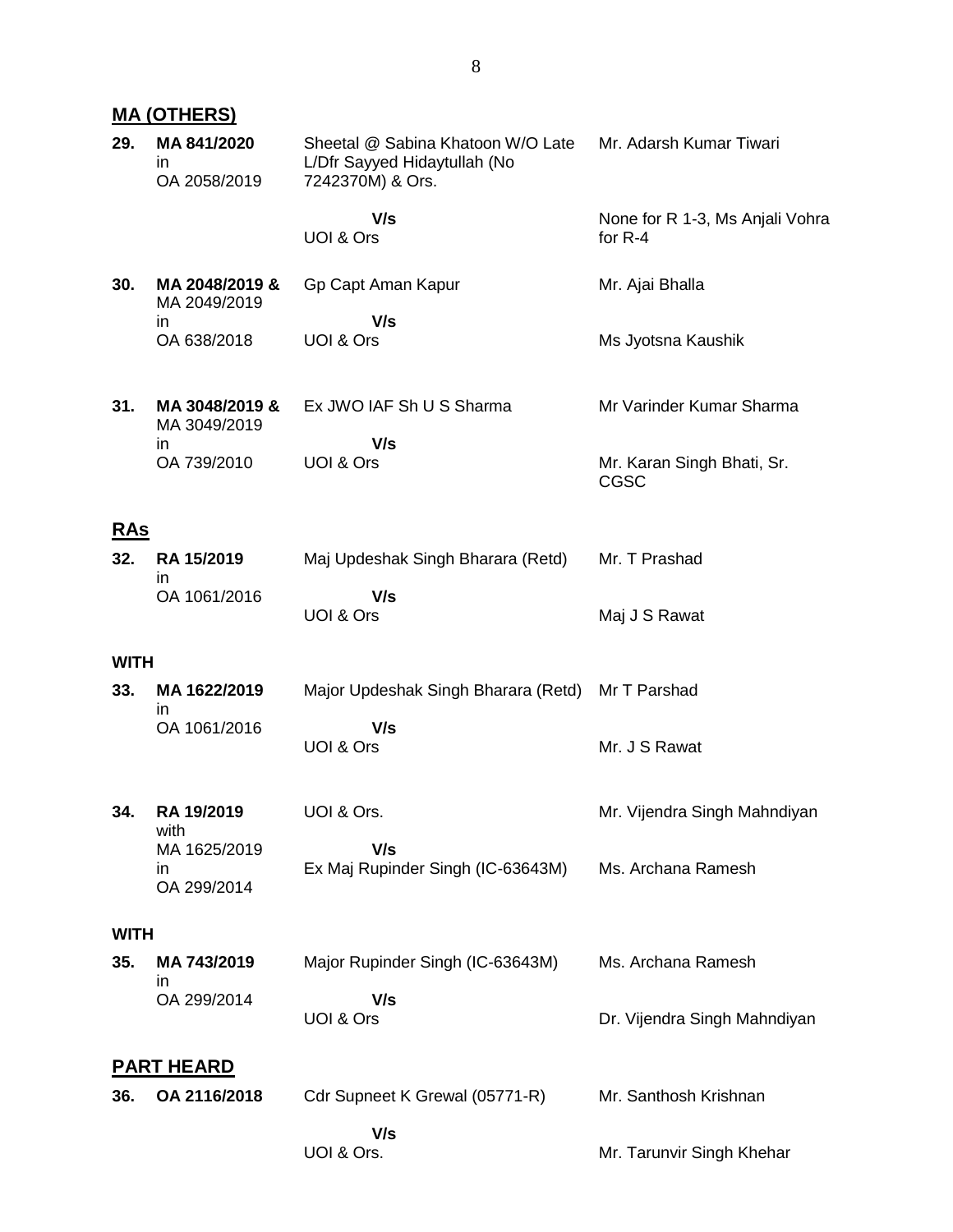## MA (OTHERS)

| | | | |
|---|---|---|---|
| **29.** | **MA 841/2020** in OA 2058/2019 | Sheetal @ Sabina Khatoon W/O Late L/Dfr Sayyed Hidaytullah (No 7242370M) & Ors. | Mr. Adarsh Kumar Tiwari |
| | | **V/s** UOI & Ors | None for R 1-3, Ms Anjali Vohra for R-4 |
| **30.** | **MA 2048/2019 &** MA 2049/2019 in OA 638/2018 | Gp Capt Aman Kapur **V/s** UOI & Ors | Mr. Ajai Bhalla / Ms Jyotsna Kaushik |
| **31.** | **MA 3048/2019 &** MA 3049/2019 in OA 739/2010 | Ex JWO IAF Sh U S Sharma **V/s** UOI & Ors | Mr Varinder Kumar Sharma / Mr. Karan Singh Bhati, Sr. CGSC |

## RAs

| | | | |
|---|---|---|---|
| **32.** | **RA 15/2019** in OA 1061/2016 | Maj Updeshak Singh Bharara (Retd) **V/s** UOI & Ors | Mr. T Prashad / Maj J S Rawat |

**WITH**

| | | | |
|---|---|---|---|
| **33.** | **MA 1622/2019** in OA 1061/2016 | Major Updeshak Singh Bharara (Retd) **V/s** UOI & Ors | Mr T Parshad / Mr. J S Rawat |
| **34.** | **RA 19/2019** with MA 1625/2019 in OA 299/2014 | UOI & Ors. **V/s** Ex Maj Rupinder Singh (IC-63643M) | Mr. Vijendra Singh Mahndiyan / Ms. Archana Ramesh |

**WITH**

| | | | |
|---|---|---|---|
| **35.** | **MA 743/2019** in OA 299/2014 | Major Rupinder Singh (IC-63643M) **V/s** UOI & Ors | Ms. Archana Ramesh / Dr. Vijendra Singh Mahndiyan |

## PART HEARD

| | | | |
|---|---|---|---|
| **36.** | **OA 2116/2018** | Cdr Supneet K Grewal (05771-R) **V/s** UOI & Ors. | Mr. Santhosh Krishnan / Mr. Tarunvir Singh Khehar |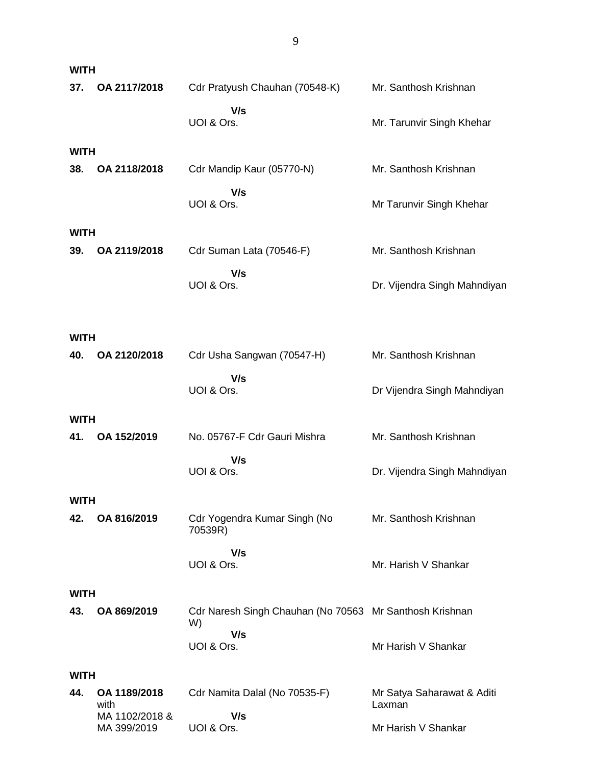**WITH**

| | | | |
|---|---|---|---|
| **37.** | **OA 2117/2018** | Cdr Pratyush Chauhan (70548-K) | Mr. Santhosh Krishnan |
| | | **V/s**<br>UOI & Ors. | Mr. Tarunvir Singh Khehar |

**WITH**

| | | | |
|---|---|---|---|
| **38.** | **OA 2118/2018** | Cdr Mandip Kaur (05770-N) | Mr. Santhosh Krishnan |
| | | **V/s**<br>UOI & Ors. | Mr Tarunvir Singh Khehar |

**WITH**

| | | | |
|---|---|---|---|
| **39.** | **OA 2119/2018** | Cdr Suman Lata (70546-F) | Mr. Santhosh Krishnan |
| | | **V/s**<br>UOI & Ors. | Dr. Vijendra Singh Mahndiyan |

**WITH**

| | | | |
|---|---|---|---|
| **40.** | **OA 2120/2018** | Cdr Usha Sangwan (70547-H) | Mr. Santhosh Krishnan |
| | | **V/s**<br>UOI & Ors. | Dr Vijendra Singh Mahndiyan |

**WITH**

| | | | |
|---|---|---|---|
| **41.** | **OA 152/2019** | No. 05767-F Cdr Gauri Mishra | Mr. Santhosh Krishnan |
| | | **V/s**<br>UOI & Ors. | Dr. Vijendra Singh Mahndiyan |

**WITH**

| | | | |
|---|---|---|---|
| **42.** | **OA 816/2019** | Cdr Yogendra Kumar Singh (No 70539R) | Mr. Santhosh Krishnan |
| | | **V/s**<br>UOI & Ors. | Mr. Harish V Shankar |

**WITH**

| | | | |
|---|---|---|---|
| **43.** | **OA 869/2019** | Cdr Naresh Singh Chauhan (No 70563 W) | Mr Santhosh Krishnan |
| | | **V/s**<br>UOI & Ors. | Mr Harish V Shankar |

**WITH**

| | | | |
|---|---|---|---|
| **44.** | **OA 1189/2018** with MA 1102/2018 & MA 399/2019 | Cdr Namita Dalal (No 70535-F) | Mr Satya Saharawat & Aditi Laxman |
| | | **V/s**<br>UOI & Ors. | Mr Harish V Shankar |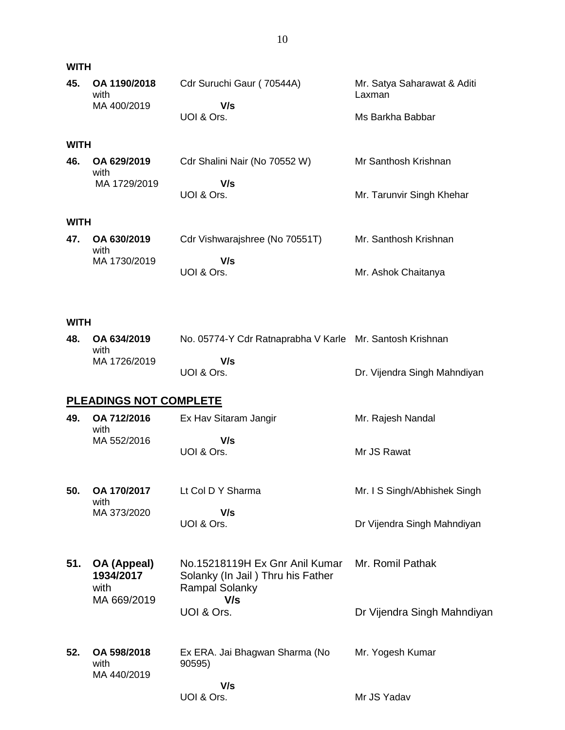**WITH**

| | | | |
|---|---|---|---|
| **45.** | **OA 1190/2018** with MA 400/2019 | Cdr Suruchi Gaur ( 70544A) **V/s** UOI & Ors. | Mr. Satya Saharawat & Aditi Laxman / Ms Barkha Babbar |

**WITH**

| | | | |
|---|---|---|---|
| **46.** | **OA 629/2019** with MA 1729/2019 | Cdr Shalini Nair (No 70552 W) **V/s** UOI & Ors. | Mr Santhosh Krishnan / Mr. Tarunvir Singh Khehar |

**WITH**

| | | | |
|---|---|---|---|
| **47.** | **OA 630/2019** with MA 1730/2019 | Cdr Vishwarajshree (No 70551T) **V/s** UOI & Ors. | Mr. Santhosh Krishnan / Mr. Ashok Chaitanya |

**WITH**

| | | | |
|---|---|---|---|
| **48.** | **OA 634/2019** with MA 1726/2019 | No. 05774-Y Cdr Ratnaprabha V Karle **V/s** UOI & Ors. | Mr. Santosh Krishnan / Dr. Vijendra Singh Mahndiyan |

## PLEADINGS NOT COMPLETE

| | | | |
|---|---|---|---|
| **49.** | **OA 712/2016** with MA 552/2016 | Ex Hav Sitaram Jangir **V/s** UOI & Ors. | Mr. Rajesh Nandal / Mr JS Rawat |
| **50.** | **OA 170/2017** with MA 373/2020 | Lt Col D Y Sharma **V/s** UOI & Ors. | Mr. I S Singh/Abhishek Singh / Dr Vijendra Singh Mahndiyan |
| **51.** | **OA (Appeal) 1934/2017** with MA 669/2019 | No.15218119H Ex Gnr Anil Kumar Solanky (In Jail ) Thru his Father Rampal Solanky **V/s** UOI & Ors. | Mr. Romil Pathak / Dr Vijendra Singh Mahndiyan |
| **52.** | **OA 598/2018** with MA 440/2019 | Ex ERA. Jai Bhagwan Sharma (No 90595) **V/s** UOI & Ors. | Mr. Yogesh Kumar / Mr JS Yadav |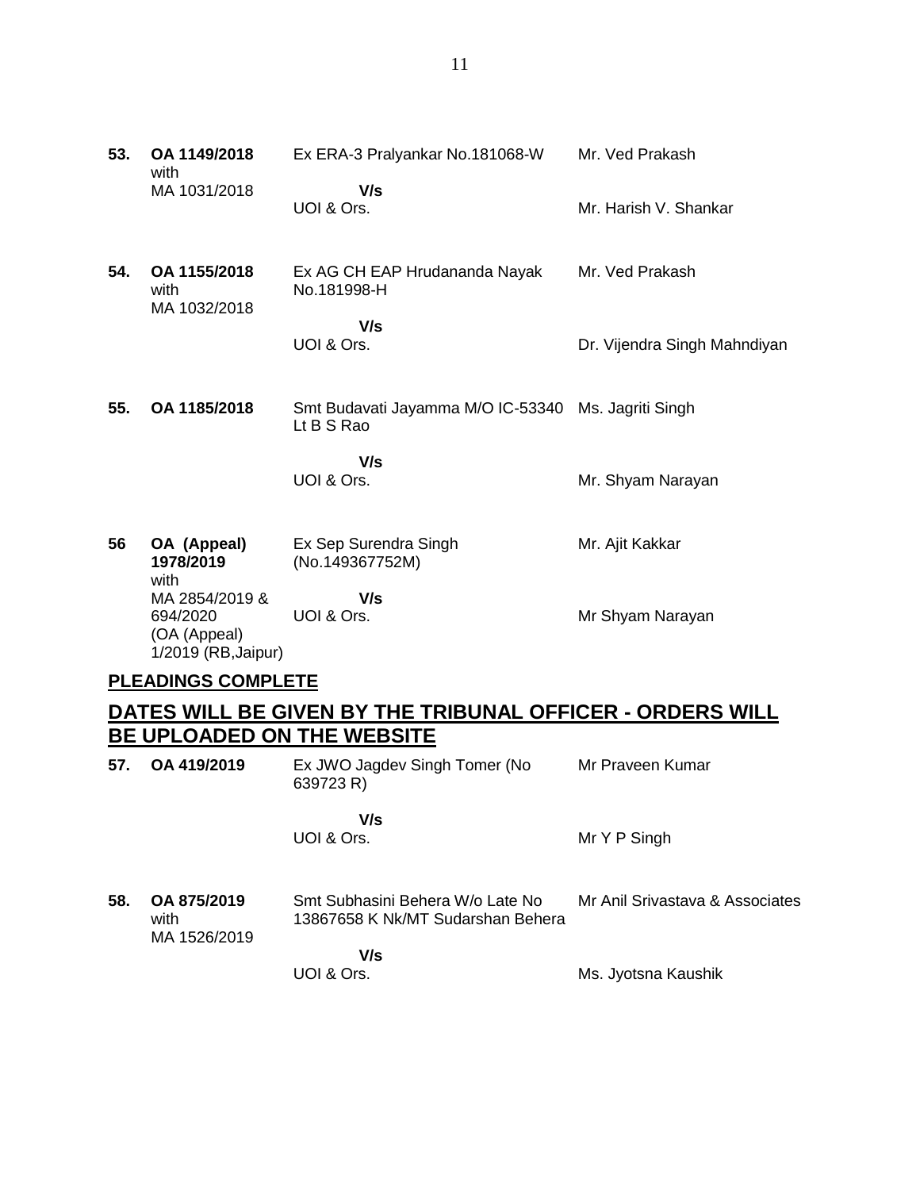| | | | |
|---|---|---|---|
| **53.** | **OA 1149/2018** with MA 1031/2018 | Ex ERA-3 Pralyankar No.181068-W **V/s** UOI & Ors. | Mr. Ved Prakash<br><br>Mr. Harish V. Shankar |
| **54.** | **OA 1155/2018** with MA 1032/2018 | Ex AG CH EAP Hrudananda Nayak No.181998-H **V/s** UOI & Ors. | Mr. Ved Prakash<br><br>Dr. Vijendra Singh Mahndiyan |
| **55.** | **OA 1185/2018** | Smt Budavati Jayamma M/O IC-53340 Lt B S Rao **V/s** UOI & Ors. | Ms. Jagriti Singh<br><br>Mr. Shyam Narayan |
| **56** | **OA (Appeal) 1978/2019** with MA 2854/2019 & 694/2020 (OA (Appeal) 1/2019 (RB,Jaipur) | Ex Sep Surendra Singh (No.149367752M) **V/s** UOI & Ors. | Mr. Ajit Kakkar<br><br>Mr Shyam Narayan |

**PLEADINGS COMPLETE**

## DATES WILL BE GIVEN BY THE TRIBUNAL OFFICER - ORDERS WILL BE UPLOADED ON THE WEBSITE

| | | | |
|---|---|---|---|
| **57.** | **OA 419/2019** | Ex JWO Jagdev Singh Tomer (No 639723 R) **V/s** UOI & Ors. | Mr Praveen Kumar<br><br>Mr Y P Singh |
| **58.** | **OA 875/2019** with MA 1526/2019 | Smt Subhasini Behera W/o Late No 13867658 K Nk/MT Sudarshan Behera **V/s** UOI & Ors. | Mr Anil Srivastava & Associates<br><br>Ms. Jyotsna Kaushik |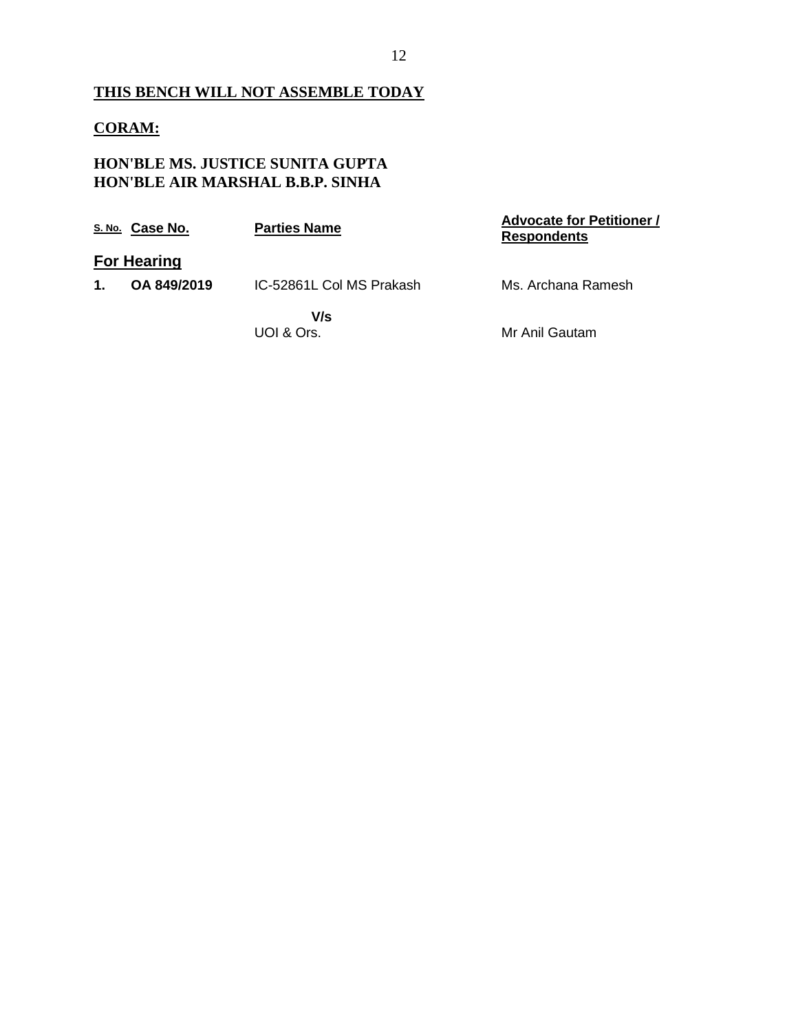**THIS BENCH WILL NOT ASSEMBLE TODAY**

**CORAM:**

**HON'BLE MS. JUSTICE SUNITA GUPTA**
**HON'BLE AIR MARSHAL B.B.P. SINHA**

| S. No. | Case No. | Parties Name | Advocate for Petitioner / Respondents |
|---|---|---|---|
| **For Hearing** | | | |
| **1.** | **OA 849/2019** | IC-52861L Col MS Prakash<br><br>**V/s**<br>UOI & Ors. | Ms. Archana Ramesh<br><br><br>Mr Anil Gautam |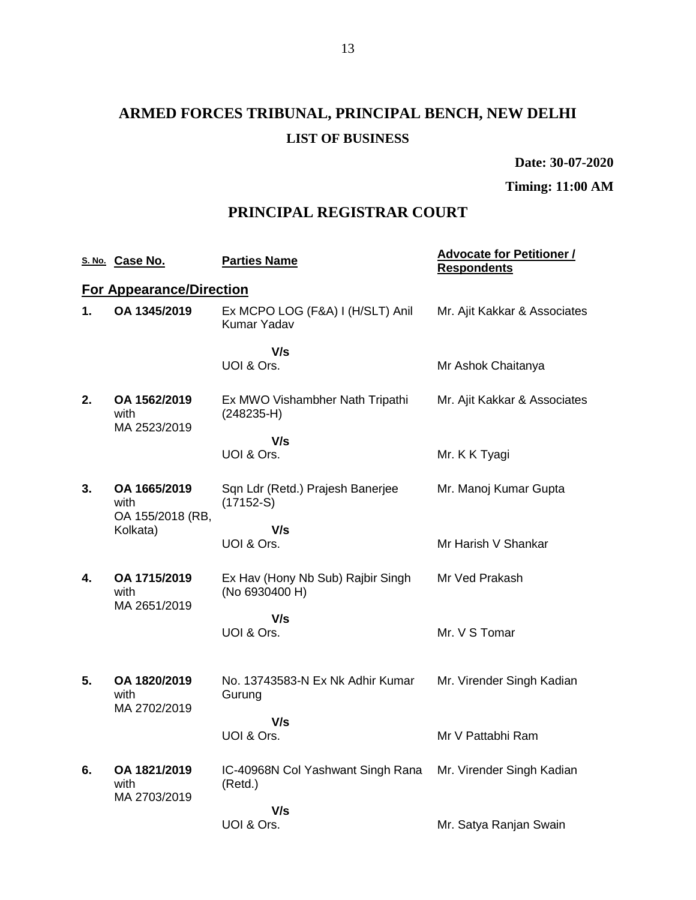# ARMED FORCES TRIBUNAL, PRINCIPAL BENCH, NEW DELHI

## LIST OF BUSINESS

**Date: 30-07-2020**

**Timing: 11:00 AM**

## PRINCIPAL REGISTRAR COURT

| S. No. | Case No. | Parties Name | Advocate for Petitioner / Respondents |
|---|---|---|---|
| **For Appearance/Direction** | | | |
| **1.** | **OA 1345/2019** | Ex MCPO LOG (F&A) I (H/SLT) Anil Kumar Yadav<br>**V/s**<br>UOI & Ors. | Mr. Ajit Kakkar & Associates<br><br>Mr Ashok Chaitanya |
| **2.** | **OA 1562/2019** with MA 2523/2019 | Ex MWO Vishambher Nath Tripathi (248235-H)<br>**V/s**<br>UOI & Ors. | Mr. Ajit Kakkar & Associates<br><br>Mr. K K Tyagi |
| **3.** | **OA 1665/2019** with OA 155/2018 (RB, Kolkata) | Sqn Ldr (Retd.) Prajesh Banerjee (17152-S)<br>**V/s**<br>UOI & Ors. | Mr. Manoj Kumar Gupta<br><br>Mr Harish V Shankar |
| **4.** | **OA 1715/2019** with MA 2651/2019 | Ex Hav (Hony Nb Sub) Rajbir Singh (No 6930400 H)<br>**V/s**<br>UOI & Ors. | Mr Ved Prakash<br><br>Mr. V S Tomar |
| **5.** | **OA 1820/2019** with MA 2702/2019 | No. 13743583-N Ex Nk Adhir Kumar Gurung<br>**V/s**<br>UOI & Ors. | Mr. Virender Singh Kadian<br><br>Mr V Pattabhi Ram |
| **6.** | **OA 1821/2019** with MA 2703/2019 | IC-40968N Col Yashwant Singh Rana (Retd.)<br>**V/s**<br>UOI & Ors. | Mr. Virender Singh Kadian<br><br>Mr. Satya Ranjan Swain |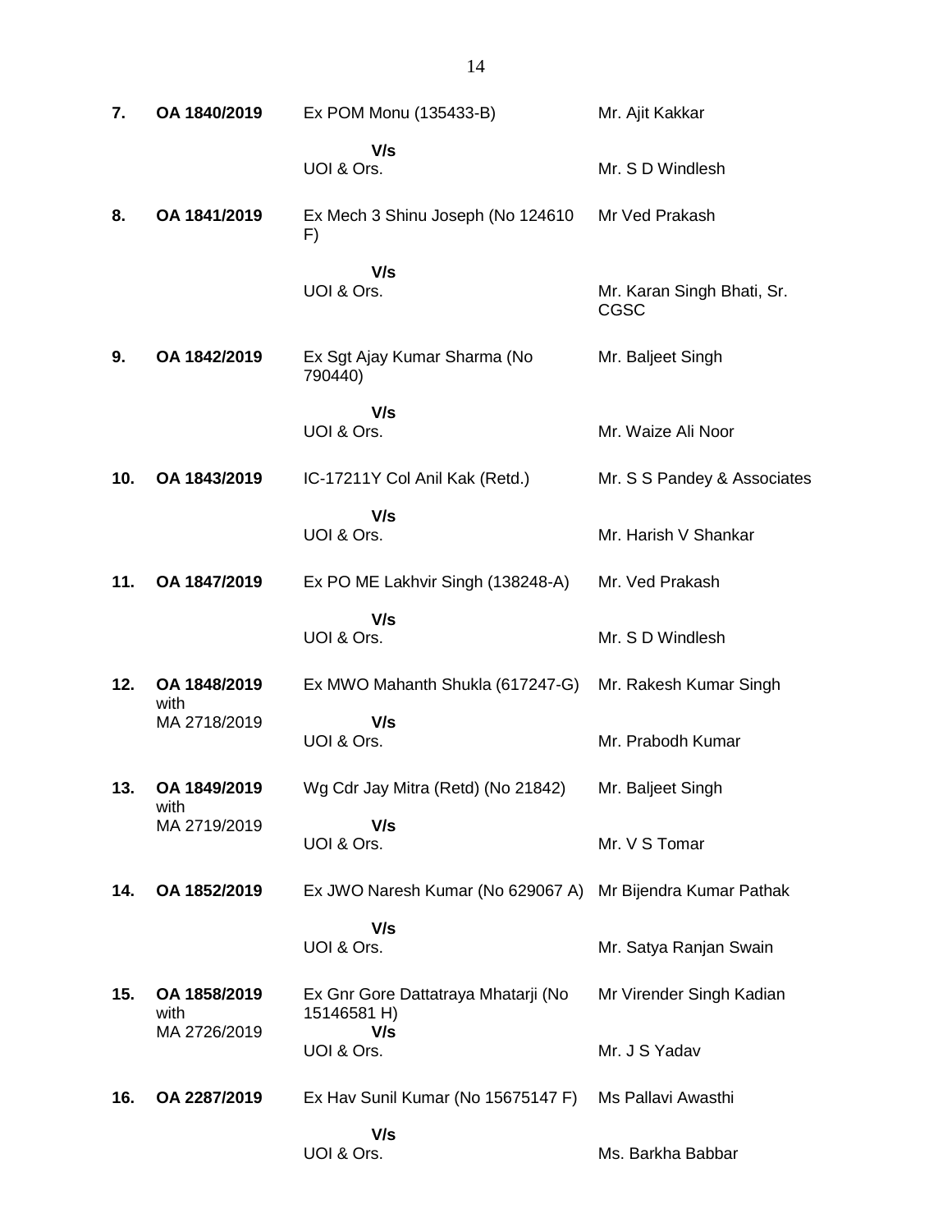| | | | |
|---|---|---|---|
| **7.** | **OA 1840/2019** | Ex POM Monu (135433-B)<br>**V/s**<br>UOI & Ors. | Mr. Ajit Kakkar<br><br>Mr. S D Windlesh |
| **8.** | **OA 1841/2019** | Ex Mech 3 Shinu Joseph (No 124610 F)<br>**V/s**<br>UOI & Ors. | Mr Ved Prakash<br><br>Mr. Karan Singh Bhati, Sr. CGSC |
| **9.** | **OA 1842/2019** | Ex Sgt Ajay Kumar Sharma (No 790440)<br>**V/s**<br>UOI & Ors. | Mr. Baljeet Singh<br><br>Mr. Waize Ali Noor |
| **10.** | **OA 1843/2019** | IC-17211Y Col Anil Kak (Retd.)<br>**V/s**<br>UOI & Ors. | Mr. S S Pandey & Associates<br><br>Mr. Harish V Shankar |
| **11.** | **OA 1847/2019** | Ex PO ME Lakhvir Singh (138248-A)<br>**V/s**<br>UOI & Ors. | Mr. Ved Prakash<br><br>Mr. S D Windlesh |
| **12.** | **OA 1848/2019** with MA 2718/2019 | Ex MWO Mahanth Shukla (617247-G)<br>**V/s**<br>UOI & Ors. | Mr. Rakesh Kumar Singh<br><br>Mr. Prabodh Kumar |
| **13.** | **OA 1849/2019** with MA 2719/2019 | Wg Cdr Jay Mitra (Retd) (No 21842)<br>**V/s**<br>UOI & Ors. | Mr. Baljeet Singh<br><br>Mr. V S Tomar |
| **14.** | **OA 1852/2019** | Ex JWO Naresh Kumar (No 629067 A)<br>**V/s**<br>UOI & Ors. | Mr Bijendra Kumar Pathak<br><br>Mr. Satya Ranjan Swain |
| **15.** | **OA 1858/2019** with MA 2726/2019 | Ex Gnr Gore Dattatraya Mhatarji (No 15146581 H)<br>**V/s**<br>UOI & Ors. | Mr Virender Singh Kadian<br><br>Mr. J S Yadav |
| **16.** | **OA 2287/2019** | Ex Hav Sunil Kumar (No 15675147 F)<br>**V/s**<br>UOI & Ors. | Ms Pallavi Awasthi<br><br>Ms. Barkha Babbar |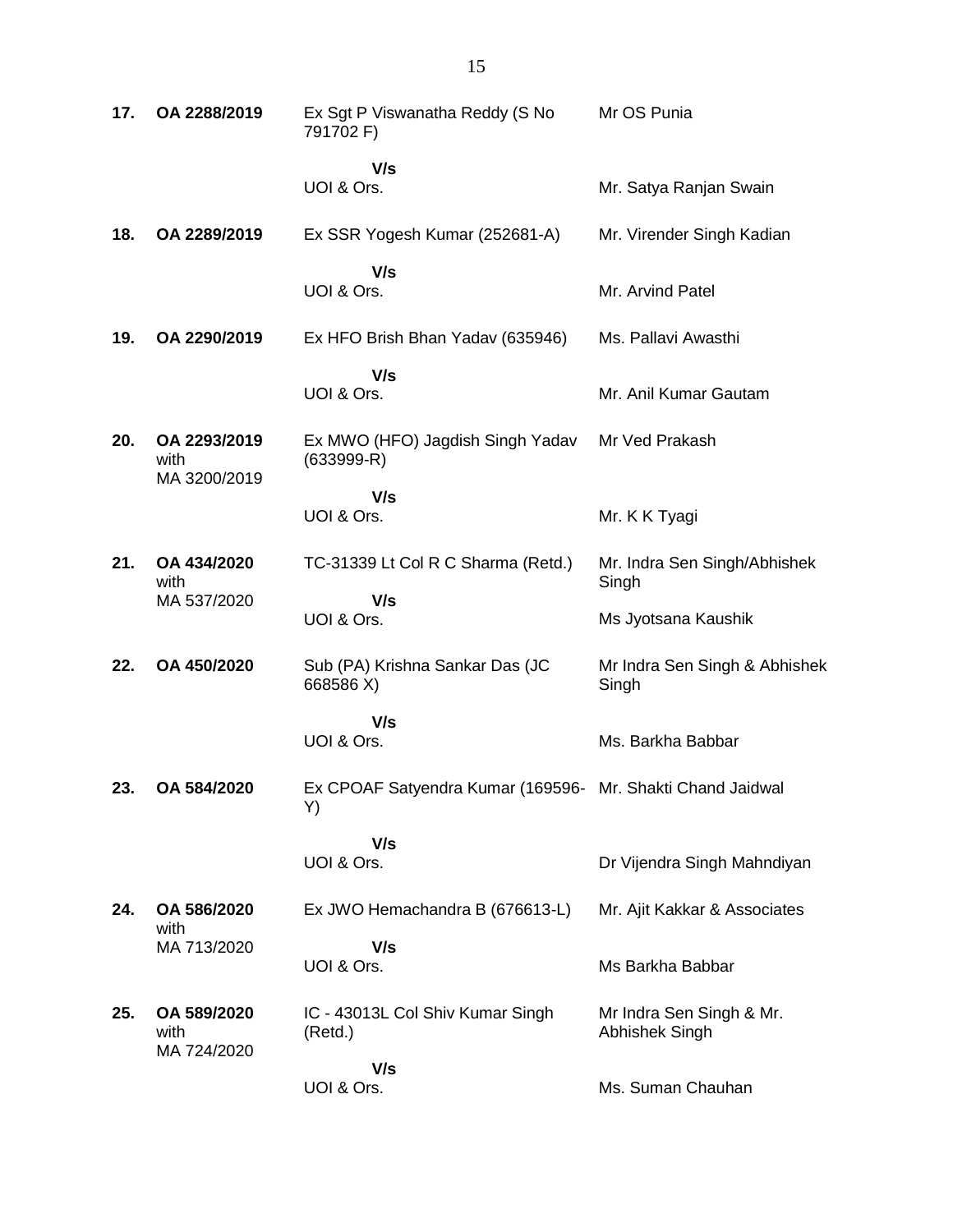| | | | |
|---|---|---|---|
| **17.** | **OA 2288/2019** | Ex Sgt P Viswanatha Reddy (S No 791702 F)<br><br>**V/s**<br>UOI & Ors. | Mr OS Punia<br><br><br>Mr. Satya Ranjan Swain |
| **18.** | **OA 2289/2019** | Ex SSR Yogesh Kumar (252681-A)<br><br>**V/s**<br>UOI & Ors. | Mr. Virender Singh Kadian<br><br><br>Mr. Arvind Patel |
| **19.** | **OA 2290/2019** | Ex HFO Brish Bhan Yadav (635946)<br><br>**V/s**<br>UOI & Ors. | Ms. Pallavi Awasthi<br><br><br>Mr. Anil Kumar Gautam |
| **20.** | **OA 2293/2019** with MA 3200/2019 | Ex MWO (HFO) Jagdish Singh Yadav (633999-R)<br><br>**V/s**<br>UOI & Ors. | Mr Ved Prakash<br><br><br>Mr. K K Tyagi |
| **21.** | **OA 434/2020** with MA 537/2020 | TC-31339 Lt Col R C Sharma (Retd.)<br><br>**V/s**<br>UOI & Ors. | Mr. Indra Sen Singh/Abhishek Singh<br><br>Ms Jyotsana Kaushik |
| **22.** | **OA 450/2020** | Sub (PA) Krishna Sankar Das (JC 668586 X)<br><br>**V/s**<br>UOI & Ors. | Mr Indra Sen Singh & Abhishek Singh<br><br><br>Ms. Barkha Babbar |
| **23.** | **OA 584/2020** | Ex CPOAF Satyendra Kumar (169596-Y)<br><br>**V/s**<br>UOI & Ors. | Mr. Shakti Chand Jaidwal<br><br><br>Dr Vijendra Singh Mahndiyan |
| **24.** | **OA 586/2020** with MA 713/2020 | Ex JWO Hemachandra B (676613-L)<br><br>**V/s**<br>UOI & Ors. | Mr. Ajit Kakkar & Associates<br><br><br>Ms Barkha Babbar |
| **25.** | **OA 589/2020** with MA 724/2020 | IC - 43013L Col Shiv Kumar Singh (Retd.)<br><br>**V/s**<br>UOI & Ors. | Mr Indra Sen Singh & Mr. Abhishek Singh<br><br><br>Ms. Suman Chauhan |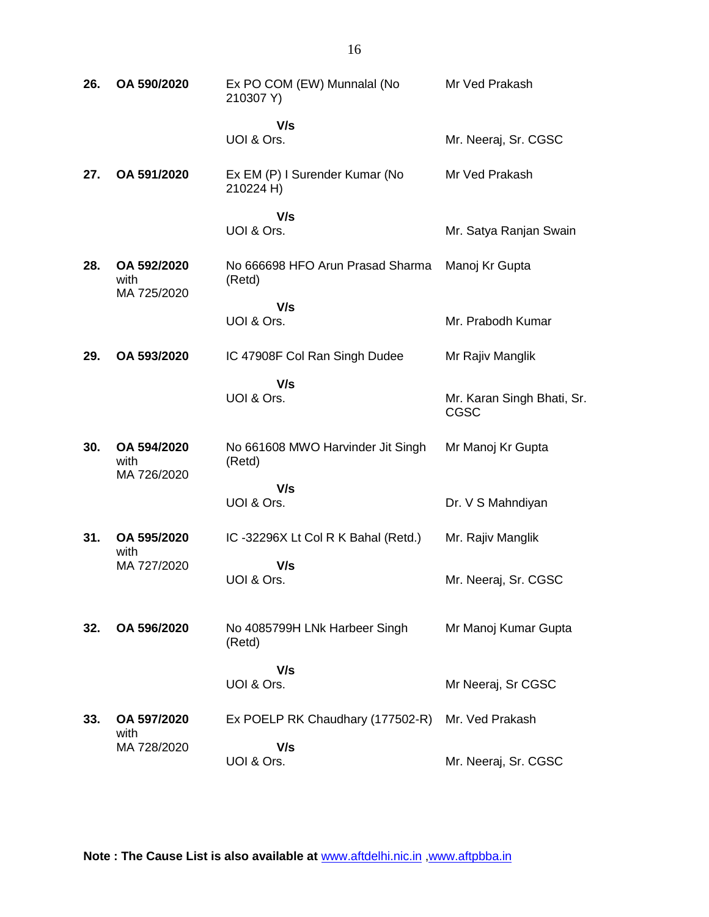| | | | |
|---|---|---|---|
| **26.** | **OA 590/2020** | Ex PO COM (EW) Munnalal (No 210307 Y)<br><br>**V/s**<br>UOI & Ors. | Mr Ved Prakash<br><br><br>Mr. Neeraj, Sr. CGSC |
| **27.** | **OA 591/2020** | Ex EM (P) I Surender Kumar (No 210224 H)<br><br>**V/s**<br>UOI & Ors. | Mr Ved Prakash<br><br><br>Mr. Satya Ranjan Swain |
| **28.** | **OA 592/2020** with MA 725/2020 | No 666698 HFO Arun Prasad Sharma (Retd)<br><br>**V/s**<br>UOI & Ors. | Manoj Kr Gupta<br><br><br>Mr. Prabodh Kumar |
| **29.** | **OA 593/2020** | IC 47908F Col Ran Singh Dudee<br><br>**V/s**<br>UOI & Ors. | Mr Rajiv Manglik<br><br><br>Mr. Karan Singh Bhati, Sr. CGSC |
| **30.** | **OA 594/2020** with MA 726/2020 | No 661608 MWO Harvinder Jit Singh (Retd)<br><br>**V/s**<br>UOI & Ors. | Mr Manoj Kr Gupta<br><br><br>Dr. V S Mahndiyan |
| **31.** | **OA 595/2020** with MA 727/2020 | IC -32296X Lt Col R K Bahal (Retd.)<br><br>**V/s**<br>UOI & Ors. | Mr. Rajiv Manglik<br><br><br>Mr. Neeraj, Sr. CGSC |
| **32.** | **OA 596/2020** | No 4085799H LNk Harbeer Singh (Retd)<br><br>**V/s**<br>UOI & Ors. | Mr Manoj Kumar Gupta<br><br><br>Mr Neeraj, Sr CGSC |
| **33.** | **OA 597/2020** with MA 728/2020 | Ex POELP RK Chaudhary (177502-R)<br><br>**V/s**<br>UOI & Ors. | Mr. Ved Prakash<br><br><br>Mr. Neeraj, Sr. CGSC |

**Note : The Cause List is also available at** www.aftdelhi.nic.in ,www.aftpbba.in